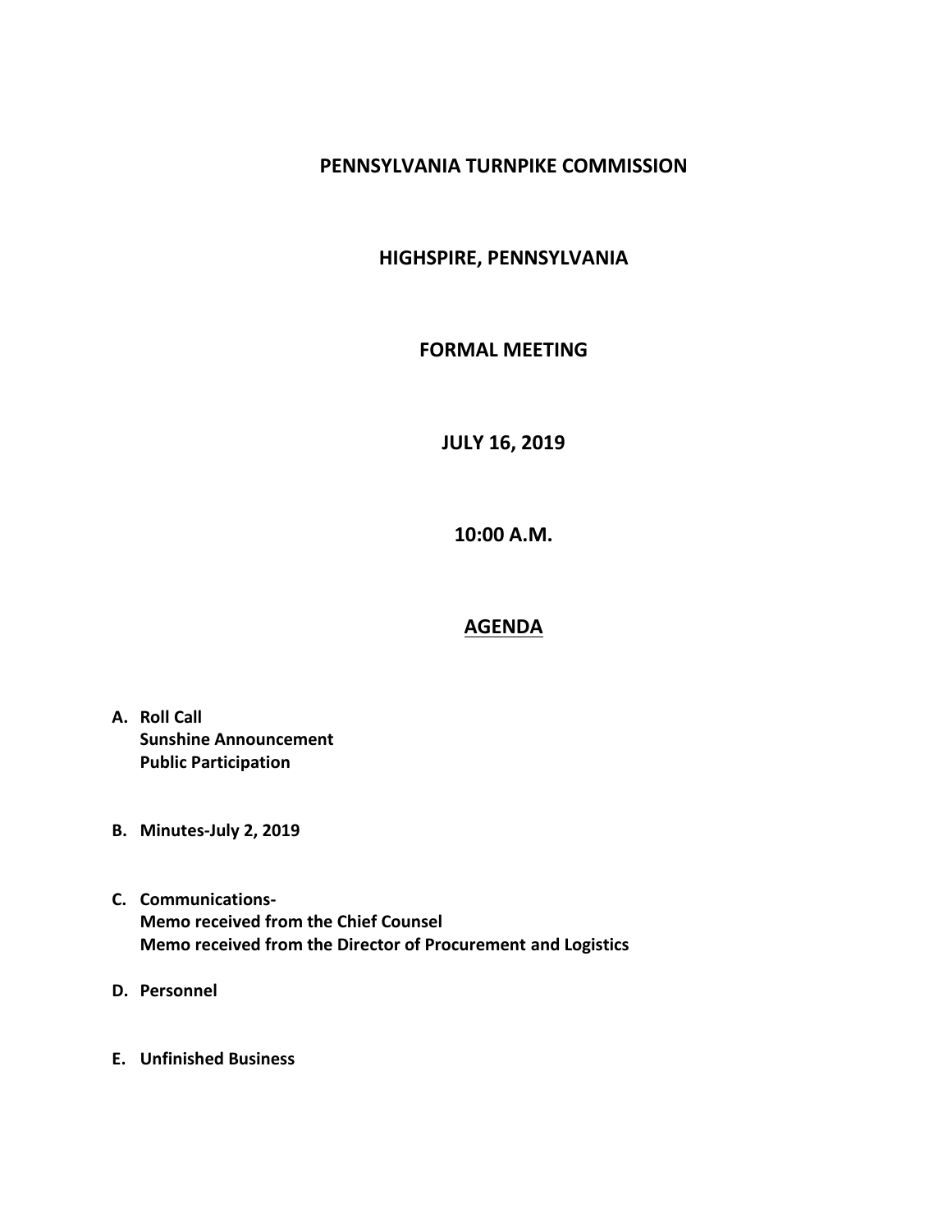# PENNSYLVANIA TURNPIKE COMMISSION

## HIGHSPIRE, PENNSYLVANIA

## FORMAL MEETING

## JULY 16, 2019

## 10:00 A.M.

## AGENDA

**A. Roll Call**
**Sunshine Announcement**
**Public Participation**

**B. Minutes-July 2, 2019**

**C. Communications-**
**Memo received from the Chief Counsel**
**Memo received from the Director of Procurement and Logistics**

**D. Personnel**

**E. Unfinished Business**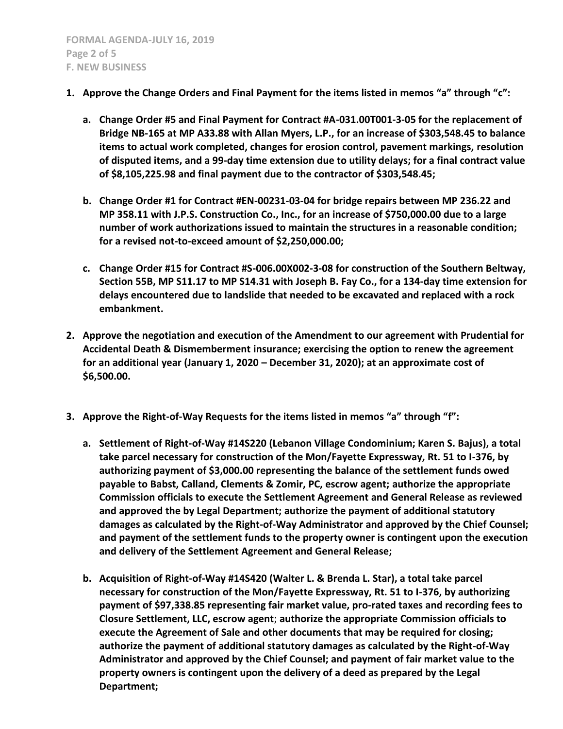**F. NEW BUSINESS**

1. **Approve the Change Orders and Final Payment for the items listed in memos "a" through "c":**

   a. **Change Order #5 and Final Payment for Contract #A-031.00T001-3-05 for the replacement of Bridge NB-165 at MP A33.88 with Allan Myers, L.P., for an increase of $303,548.45 to balance items to actual work completed, changes for erosion control, pavement markings, resolution of disputed items, and a 99-day time extension due to utility delays; for a final contract value of $8,105,225.98 and final payment due to the contractor of $303,548.45;**

   b. **Change Order #1 for Contract #EN-00231-03-04 for bridge repairs between MP 236.22 and MP 358.11 with J.P.S. Construction Co., Inc., for an increase of $750,000.00 due to a large number of work authorizations issued to maintain the structures in a reasonable condition; for a revised not-to-exceed amount of $2,250,000.00;**

   c. **Change Order #15 for Contract #S-006.00X002-3-08 for construction of the Southern Beltway, Section 55B, MP S11.17 to MP S14.31 with Joseph B. Fay Co., for a 134-day time extension for delays encountered due to landslide that needed to be excavated and replaced with a rock embankment.**

2. **Approve the negotiation and execution of the Amendment to our agreement with Prudential for Accidental Death & Dismemberment insurance; exercising the option to renew the agreement for an additional year (January 1, 2020 – December 31, 2020); at an approximate cost of $6,500.00.**

3. **Approve the Right-of-Way Requests for the items listed in memos "a" through "f":**

   a. **Settlement of Right-of-Way #14S220 (Lebanon Village Condominium; Karen S. Bajus), a total take parcel necessary for construction of the Mon/Fayette Expressway, Rt. 51 to I-376, by authorizing payment of $3,000.00 representing the balance of the settlement funds owed payable to Babst, Calland, Clements & Zomir, PC, escrow agent; authorize the appropriate Commission officials to execute the Settlement Agreement and General Release as reviewed and approved the by Legal Department; authorize the payment of additional statutory damages as calculated by the Right-of-Way Administrator and approved by the Chief Counsel; and payment of the settlement funds to the property owner is contingent upon the execution and delivery of the Settlement Agreement and General Release;**

   b. **Acquisition of Right-of-Way #14S420 (Walter L. & Brenda L. Star), a total take parcel necessary for construction of the Mon/Fayette Expressway, Rt. 51 to I-376, by authorizing payment of $97,338.85 representing fair market value, pro-rated taxes and recording fees to Closure Settlement, LLC, escrow agent; authorize the appropriate Commission officials to execute the Agreement of Sale and other documents that may be required for closing; authorize the payment of additional statutory damages as calculated by the Right-of-Way Administrator and approved by the Chief Counsel; and payment of fair market value to the property owners is contingent upon the delivery of a deed as prepared by the Legal Department;**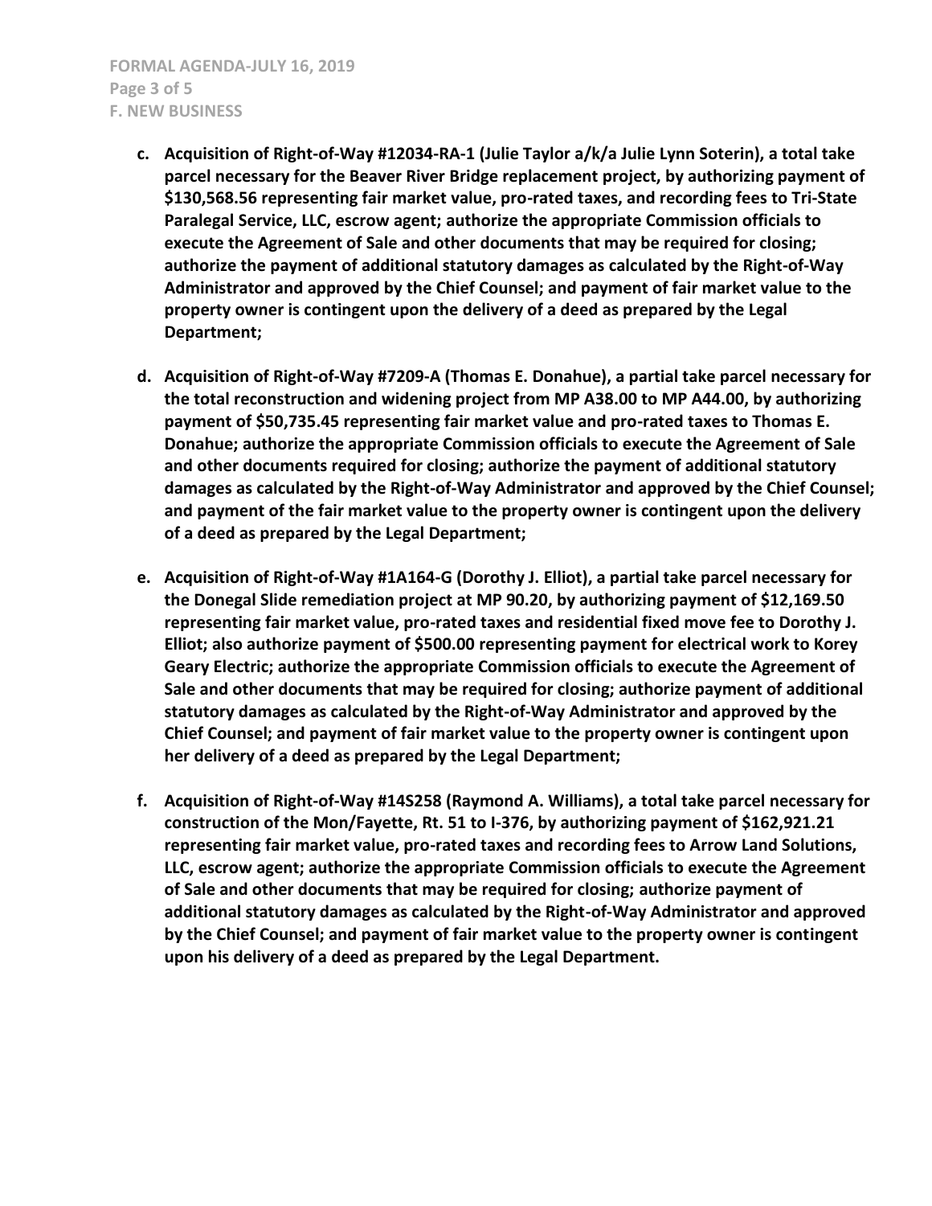c. **Acquisition of Right-of-Way #12034-RA-1 (Julie Taylor a/k/a Julie Lynn Soterin), a total take parcel necessary for the Beaver River Bridge replacement project, by authorizing payment of $130,568.56 representing fair market value, pro-rated taxes, and recording fees to Tri-State Paralegal Service, LLC, escrow agent; authorize the appropriate Commission officials to execute the Agreement of Sale and other documents that may be required for closing; authorize the payment of additional statutory damages as calculated by the Right-of-Way Administrator and approved by the Chief Counsel; and payment of fair market value to the property owner is contingent upon the delivery of a deed as prepared by the Legal Department;**

d. **Acquisition of Right-of-Way #7209-A (Thomas E. Donahue), a partial take parcel necessary for the total reconstruction and widening project from MP A38.00 to MP A44.00, by authorizing payment of $50,735.45 representing fair market value and pro-rated taxes to Thomas E. Donahue; authorize the appropriate Commission officials to execute the Agreement of Sale and other documents required for closing; authorize the payment of additional statutory damages as calculated by the Right-of-Way Administrator and approved by the Chief Counsel; and payment of the fair market value to the property owner is contingent upon the delivery of a deed as prepared by the Legal Department;**

e. **Acquisition of Right-of-Way #1A164-G (Dorothy J. Elliot), a partial take parcel necessary for the Donegal Slide remediation project at MP 90.20, by authorizing payment of $12,169.50 representing fair market value, pro-rated taxes and residential fixed move fee to Dorothy J. Elliot; also authorize payment of $500.00 representing payment for electrical work to Korey Geary Electric; authorize the appropriate Commission officials to execute the Agreement of Sale and other documents that may be required for closing; authorize payment of additional statutory damages as calculated by the Right-of-Way Administrator and approved by the Chief Counsel; and payment of fair market value to the property owner is contingent upon her delivery of a deed as prepared by the Legal Department;**

f. **Acquisition of Right-of-Way #14S258 (Raymond A. Williams), a total take parcel necessary for construction of the Mon/Fayette, Rt. 51 to I-376, by authorizing payment of $162,921.21 representing fair market value, pro-rated taxes and recording fees to Arrow Land Solutions, LLC, escrow agent; authorize the appropriate Commission officials to execute the Agreement of Sale and other documents that may be required for closing; authorize payment of additional statutory damages as calculated by the Right-of-Way Administrator and approved by the Chief Counsel; and payment of fair market value to the property owner is contingent upon his delivery of a deed as prepared by the Legal Department.**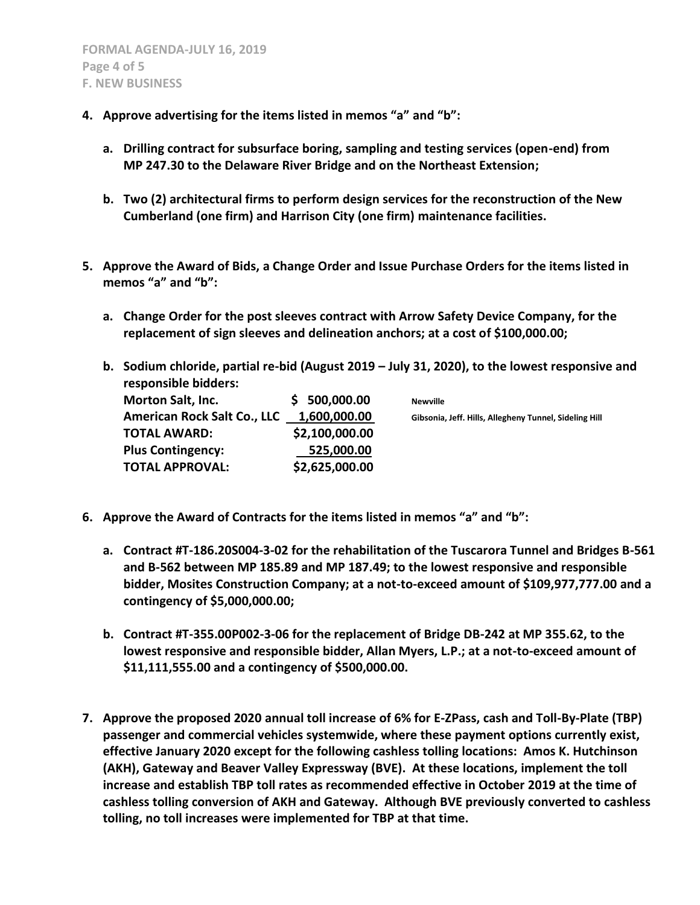**FORMAL AGENDA-JULY 16, 2019**
**F. NEW BUSINESS**

4. **Approve advertising for the items listed in memos "a" and "b":**

   a. **Drilling contract for subsurface boring, sampling and testing services (open-end) from MP 247.30 to the Delaware River Bridge and on the Northeast Extension;**

   b. **Two (2) architectural firms to perform design services for the reconstruction of the New Cumberland (one firm) and Harrison City (one firm) maintenance facilities.**

5. **Approve the Award of Bids, a Change Order and Issue Purchase Orders for the items listed in memos "a" and "b":**

   a. **Change Order for the post sleeves contract with Arrow Safety Device Company, for the replacement of sign sleeves and delineation anchors; at a cost of $100,000.00;**

   b. **Sodium chloride, partial re-bid (August 2019 – July 31, 2020), to the lowest responsive and responsible bidders:**

| | | |
|---|---|---|
| **Morton Salt, Inc.** | **$ 500,000.00** | **Newville** |
| **American Rock Salt Co., LLC** | **1,600,000.00** | **Gibsonia, Jeff. Hills, Allegheny Tunnel, Sideling Hill** |
| **TOTAL AWARD:** | **$2,100,000.00** | |
| **Plus Contingency:** | **525,000.00** | |
| **TOTAL APPROVAL:** | **$2,625,000.00** | |

6. **Approve the Award of Contracts for the items listed in memos "a" and "b":**

   a. **Contract #T-186.20S004-3-02 for the rehabilitation of the Tuscarora Tunnel and Bridges B-561 and B-562 between MP 185.89 and MP 187.49; to the lowest responsive and responsible bidder, Mosites Construction Company; at a not-to-exceed amount of $109,977,777.00 and a contingency of $5,000,000.00;**

   b. **Contract #T-355.00P002-3-06 for the replacement of Bridge DB-242 at MP 355.62, to the lowest responsive and responsible bidder, Allan Myers, L.P.; at a not-to-exceed amount of $11,111,555.00 and a contingency of $500,000.00.**

7. **Approve the proposed 2020 annual toll increase of 6% for E-ZPass, cash and Toll-By-Plate (TBP) passenger and commercial vehicles systemwide, where these payment options currently exist, effective January 2020 except for the following cashless tolling locations: Amos K. Hutchinson (AKH), Gateway and Beaver Valley Expressway (BVE). At these locations, implement the toll increase and establish TBP toll rates as recommended effective in October 2019 at the time of cashless tolling conversion of AKH and Gateway. Although BVE previously converted to cashless tolling, no toll increases were implemented for TBP at that time.**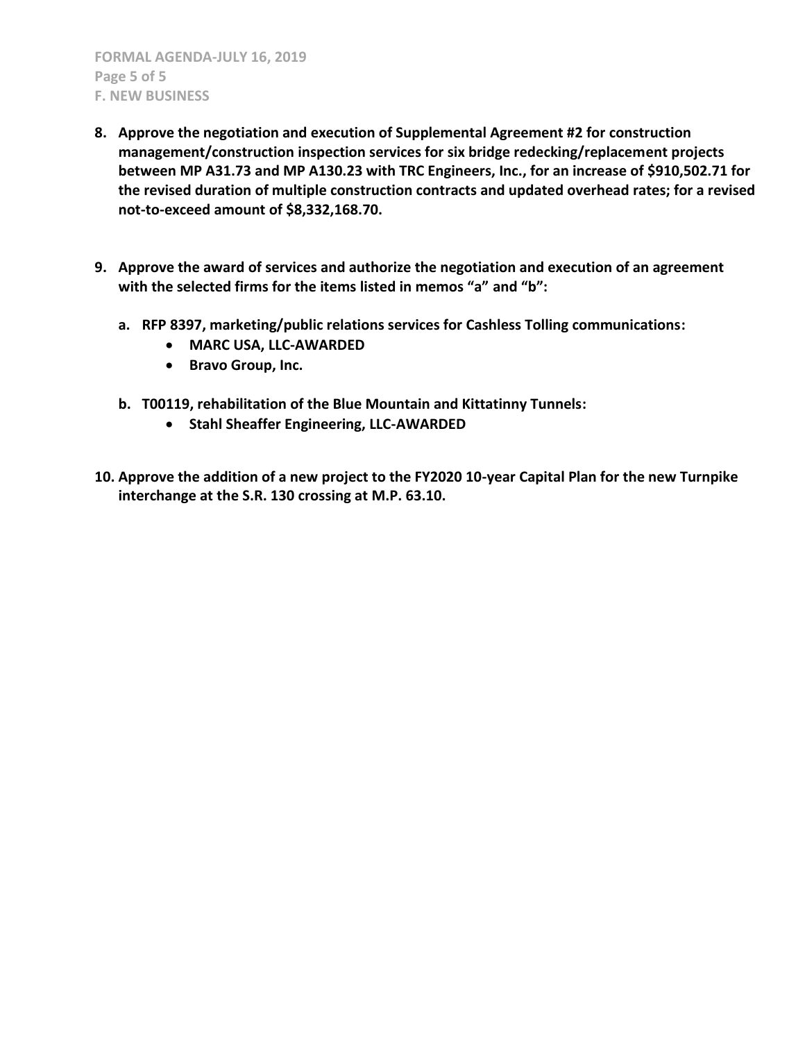**8. Approve the negotiation and execution of Supplemental Agreement #2 for construction management/construction inspection services for six bridge redecking/replacement projects between MP A31.73 and MP A130.23 with TRC Engineers, Inc., for an increase of $910,502.71 for the revised duration of multiple construction contracts and updated overhead rates; for a revised not-to-exceed amount of $8,332,168.70.**

**9. Approve the award of services and authorize the negotiation and execution of an agreement with the selected firms for the items listed in memos "a" and "b":**

**a. RFP 8397, marketing/public relations services for Cashless Tolling communications:**
- **MARC USA, LLC-AWARDED**
- **Bravo Group, Inc.**

**b. T00119, rehabilitation of the Blue Mountain and Kittatinny Tunnels:**
- **Stahl Sheaffer Engineering, LLC-AWARDED**

**10. Approve the addition of a new project to the FY2020 10-year Capital Plan for the new Turnpike interchange at the S.R. 130 crossing at M.P. 63.10.**